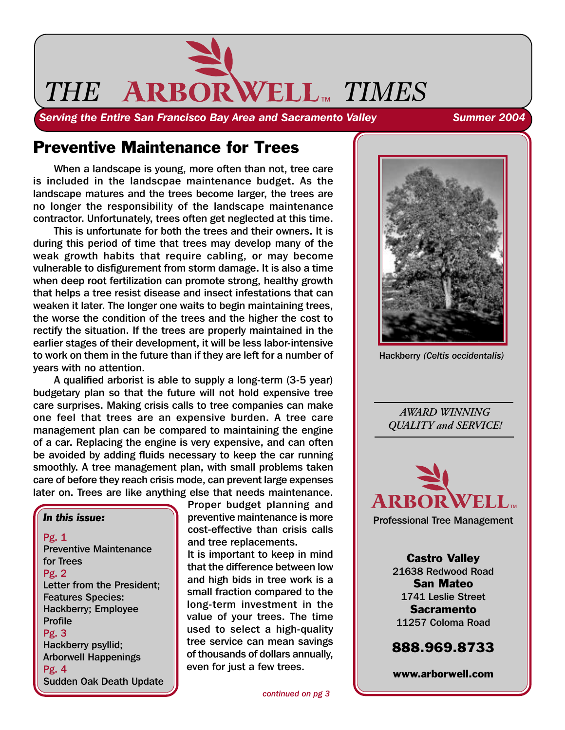# THE ARBORWELL™ TIMES

*Serving the Entire San Francisco Bay Area and Sacramento Valley* — *Summer 2004*

## Preventive Maintenance for Trees

When a landscape is young, more often than not, tree care is included in the landscpae maintenance budget. As the landscape matures and the trees become larger, the trees are no longer the responsibility of the landscape maintenance contractor. Unfortunately, trees often get neglected at this time.

This is unfortunate for both the trees and their owners. It is during this period of time that trees may develop many of the weak growth habits that require cabling, or may become vulnerable to disfigurement from storm damage. It is also a time when deep root fertilization can promote strong, healthy growth that helps a tree resist disease and insect infestations that can weaken it later. The longer one waits to begin maintaining trees, the worse the condition of the trees and the higher the cost to rectify the situation. If the trees are properly maintained in the earlier stages of their development, it will be less labor-intensive to work on them in the future than if they are left for a number of years with no attention.

A qualified arborist is able to supply a long-term (3-5 year) budgetary plan so that the future will not hold expensive tree care surprises. Making crisis calls to tree companies can make one feel that trees are an expensive burden. A tree care management plan can be compared to maintaining the engine of a car. Replacing the engine is very expensive, and can often be avoided by adding fluids necessary to keep the car running smoothly. A tree management plan, with small problems taken care of before they reach crisis mode, can prevent large expenses later on. Trees are like anything else that needs maintenance. Proper budget planning and preventive maintenance is more cost-effective than crisis calls and tree replacements.

It is important to keep in mind that the difference between low and high bids in tree work is a small fraction compared to the long-term investment in the value of your trees. The time used to select a high-quality tree service can mean savings of thousands of dollars annually, even for just a few trees.

*continued on pg 3*

***In this issue:***

**Pg. 1**
Preventive Maintenance for Trees

**Pg. 2**
Letter from the President; Features Species: Hackberry; Employee Profile

**Pg. 3**
Hackberry psyllid; Arborwell Happenings

**Pg. 4**
Sudden Oak Death Update

Hackberry *(Celtis occidentalis)*

*AWARD WINNING QUALITY and SERVICE!*

ARBORWELL™
Professional Tree Management

**Castro Valley**
21638 Redwood Road

**San Mateo**
1741 Leslie Street

**Sacramento**
11257 Coloma Road

**888.969.8733**

**www.arborwell.com**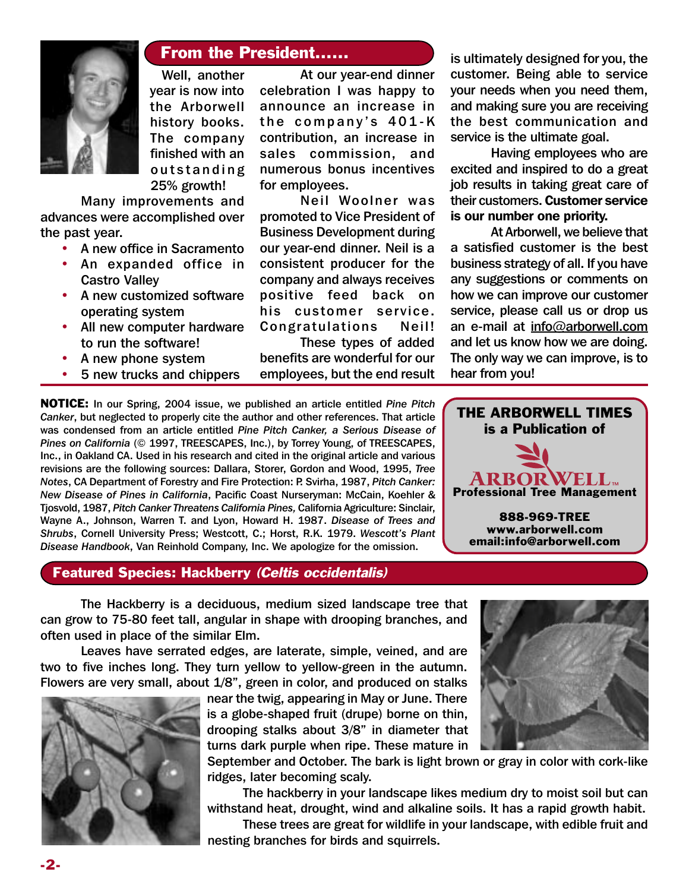## From the President......

Well, another year is now into the Arborwell history books. The company finished with an outstanding 25% growth!

Many improvements and advances were accomplished over the past year.

- A new office in Sacramento
- An expanded office in Castro Valley
- A new customized software operating system
- All new computer hardware to run the software!
- A new phone system
- 5 new trucks and chippers

At our year-end dinner celebration I was happy to announce an increase in the company's 401-K contribution, an increase in sales commission, and numerous bonus incentives for employees.

Neil Woolner was promoted to Vice President of Business Development during our year-end dinner. Neil is a consistent producer for the company and always receives positive feed back on his customer service. Congratulations Neil!

These types of added benefits are wonderful for our employees, but the end result is ultimately designed for you, the customer. Being able to service your needs when you need them, and making sure you are receiving the best communication and service is the ultimate goal.

Having employees who are excited and inspired to do a great job results in taking great care of their customers. **Customer service is our number one priority.**

At Arborwell, we believe that a satisfied customer is the best business strategy of all. If you have any suggestions or comments on how we can improve our customer service, please call us or drop us an e-mail at info@arborwell.com and let us know how we are doing. The only way we can improve, is to hear from you!

**NOTICE:** In our Spring, 2004 issue, we published an article entitled *Pine Pitch Canker*, but neglected to properly cite the author and other references. That article was condensed from an article entitled *Pine Pitch Canker, a Serious Disease of Pines on California* (© 1997, TREESCAPES, Inc.), by Torrey Young, of TREESCAPES, Inc., in Oakland CA. Used in his research and cited in the original article and various revisions are the following sources: Dallara, Storer, Gordon and Wood, 1995, *Tree Notes*, CA Department of Forestry and Fire Protection: P. Svirha, 1987, *Pitch Canker: New Disease of Pines in California*, Pacific Coast Nurseryman: McCain, Koehler & Tjosvold, 1987, *Pitch Canker Threatens California Pines,* California Agriculture: Sinclair, Wayne A., Johnson, Warren T. and Lyon, Howard H. 1987. *Disease of Trees and Shrubs*, Cornell University Press; Westcott, C.; Horst, R.K. 1979. *Wescott's Plant Disease Handbook*, Van Reinhold Company, Inc. We apologize for the omission.

**THE ARBORWELL TIMES is a Publication of**

**ARBORWELL™ Professional Tree Management**

**888-969-TREE**
**www.arborwell.com**
**email:info@arborwell.com**

## Featured Species: Hackberry *(Celtis occidentalis)*

The Hackberry is a deciduous, medium sized landscape tree that can grow to 75-80 feet tall, angular in shape with drooping branches, and often used in place of the similar Elm.

Leaves have serrated edges, are laterate, simple, veined, and are two to five inches long. They turn yellow to yellow-green in the autumn. Flowers are very small, about 1/8", green in color, and produced on stalks near the twig, appearing in May or June. There is a globe-shaped fruit (drupe) borne on thin, drooping stalks about 3/8" in diameter that turns dark purple when ripe. These mature in September and October. The bark is light brown or gray in color with cork-like ridges, later becoming scaly.

The hackberry in your landscape likes medium dry to moist soil but can withstand heat, drought, wind and alkaline soils. It has a rapid growth habit.

These trees are great for wildlife in your landscape, with edible fruit and nesting branches for birds and squirrels.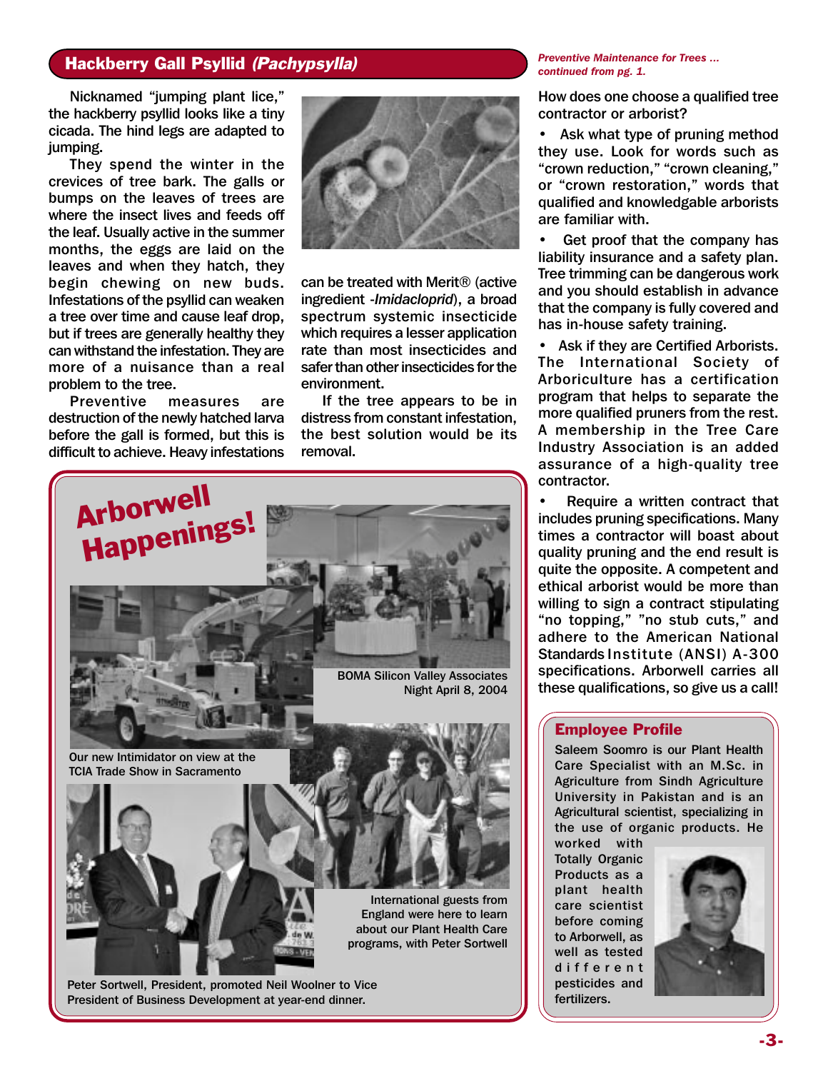## Hackberry Gall Psyllid *(Pachypsylla)*

Nicknamed "jumping plant lice," the hackberry psyllid looks like a tiny cicada. The hind legs are adapted to jumping.

They spend the winter in the crevices of tree bark. The galls or bumps on the leaves of trees are where the insect lives and feeds off the leaf. Usually active in the summer months, the eggs are laid on the leaves and when they hatch, they begin chewing on new buds. Infestations of the psyllid can weaken a tree over time and cause leaf drop, but if trees are generally healthy they can withstand the infestation. They are more of a nuisance than a real problem to the tree.

Preventive measures are destruction of the newly hatched larva before the gall is formed, but this is difficult to achieve. Heavy infestations can be treated with Merit® (active ingredient -*Imidacloprid*), a broad spectrum systemic insecticide which requires a lesser application rate than most insecticides and safer than other insecticides for the environment.

If the tree appears to be in distress from constant infestation, the best solution would be its removal.

## Arborwell Happenings!

BOMA Silicon Valley Associates Night April 8, 2004

Our new Intimidator on view at the TCIA Trade Show in Sacramento

International guests from England were here to learn about our Plant Health Care programs, with Peter Sortwell

Peter Sortwell, President, promoted Neil Woolner to Vice President of Business Development at year-end dinner.

*Preventive Maintenance for Trees ... continued from pg. 1.*

How does one choose a qualified tree contractor or arborist?

- Ask what type of pruning method they use. Look for words such as "crown reduction," "crown cleaning," or "crown restoration," words that qualified and knowledgable arborists are familiar with.
- Get proof that the company has liability insurance and a safety plan. Tree trimming can be dangerous work and you should establish in advance that the company is fully covered and has in-house safety training.
- Ask if they are Certified Arborists. The International Society of Arboriculture has a certification program that helps to separate the more qualified pruners from the rest. A membership in the Tree Care Industry Association is an added assurance of a high-quality tree contractor.
- Require a written contract that includes pruning specifications. Many times a contractor will boast about quality pruning and the end result is quite the opposite. A competent and ethical arborist would be more than willing to sign a contract stipulating "no topping," "no stub cuts," and adhere to the American National Standards Institute (ANSI) A-300 specifications. Arborwell carries all these qualifications, so give us a call!

## Employee Profile

Saleem Soomro is our Plant Health Care Specialist with an M.Sc. in Agriculture from Sindh Agriculture University in Pakistan and is an Agricultural scientist, specializing in the use of organic products. He worked with Totally Organic Products as a plant health care scientist before coming to Arborwell, as well as tested different pesticides and fertilizers.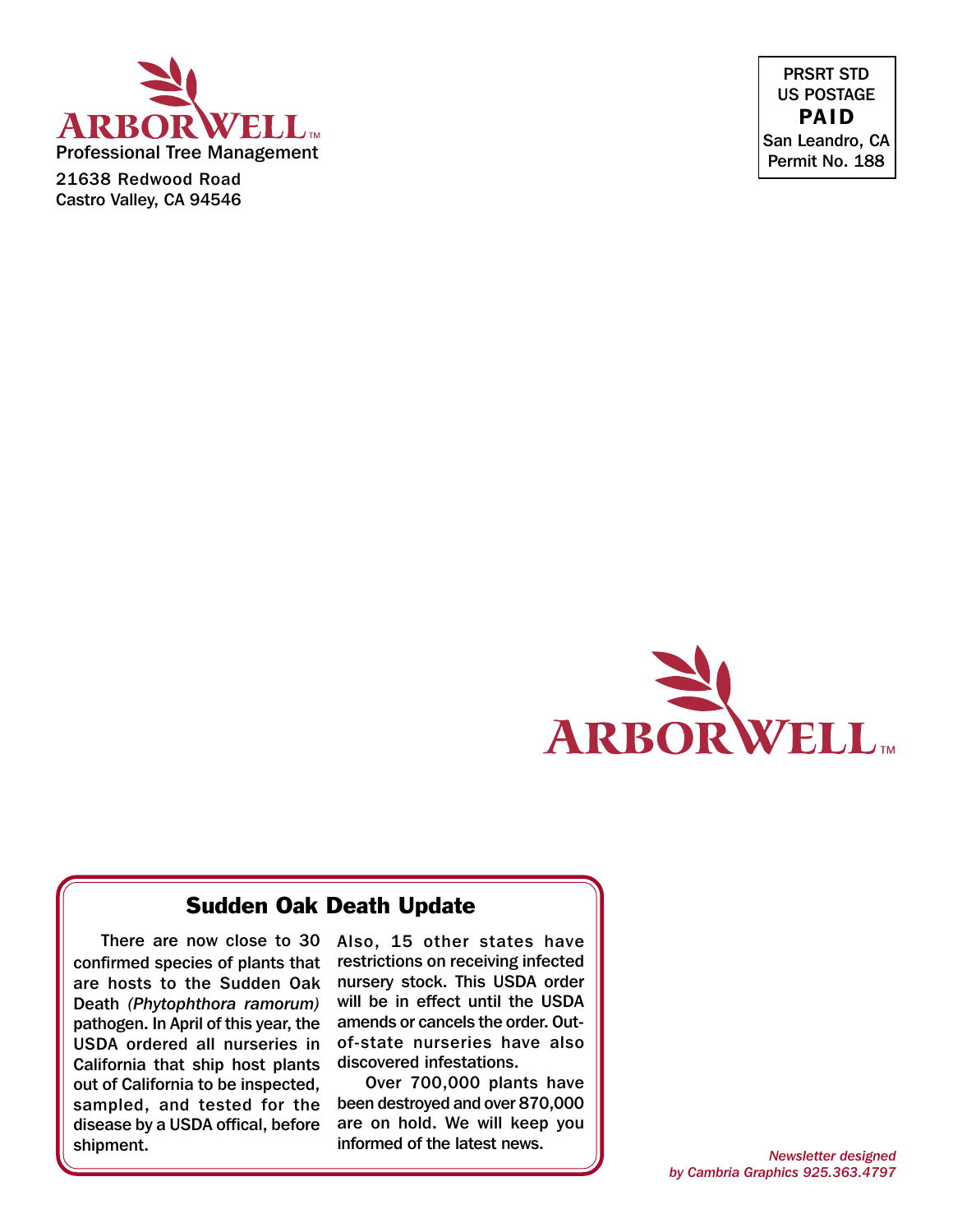ARBORWELL™

Professional Tree Management

21638 Redwood Road
Castro Valley, CA 94546

PRSRT STD
US POSTAGE
**PAID**
San Leandro, CA
Permit No. 188

ARBORWELL™

## Sudden Oak Death Update

There are now close to 30 confirmed species of plants that are hosts to the Sudden Oak Death *(Phytophthora ramorum)* pathogen. In April of this year, the USDA ordered all nurseries in California that ship host plants out of California to be inspected, sampled, and tested for the disease by a USDA offical, before shipment. Also, 15 other states have restrictions on receiving infected nursery stock. This USDA order will be in effect until the USDA amends or cancels the order. Out-of-state nurseries have also discovered infestations.

Over 700,000 plants have been destroyed and over 870,000 are on hold. We will keep you informed of the latest news.

*Newsletter designed by Cambria Graphics 925.363.4797*